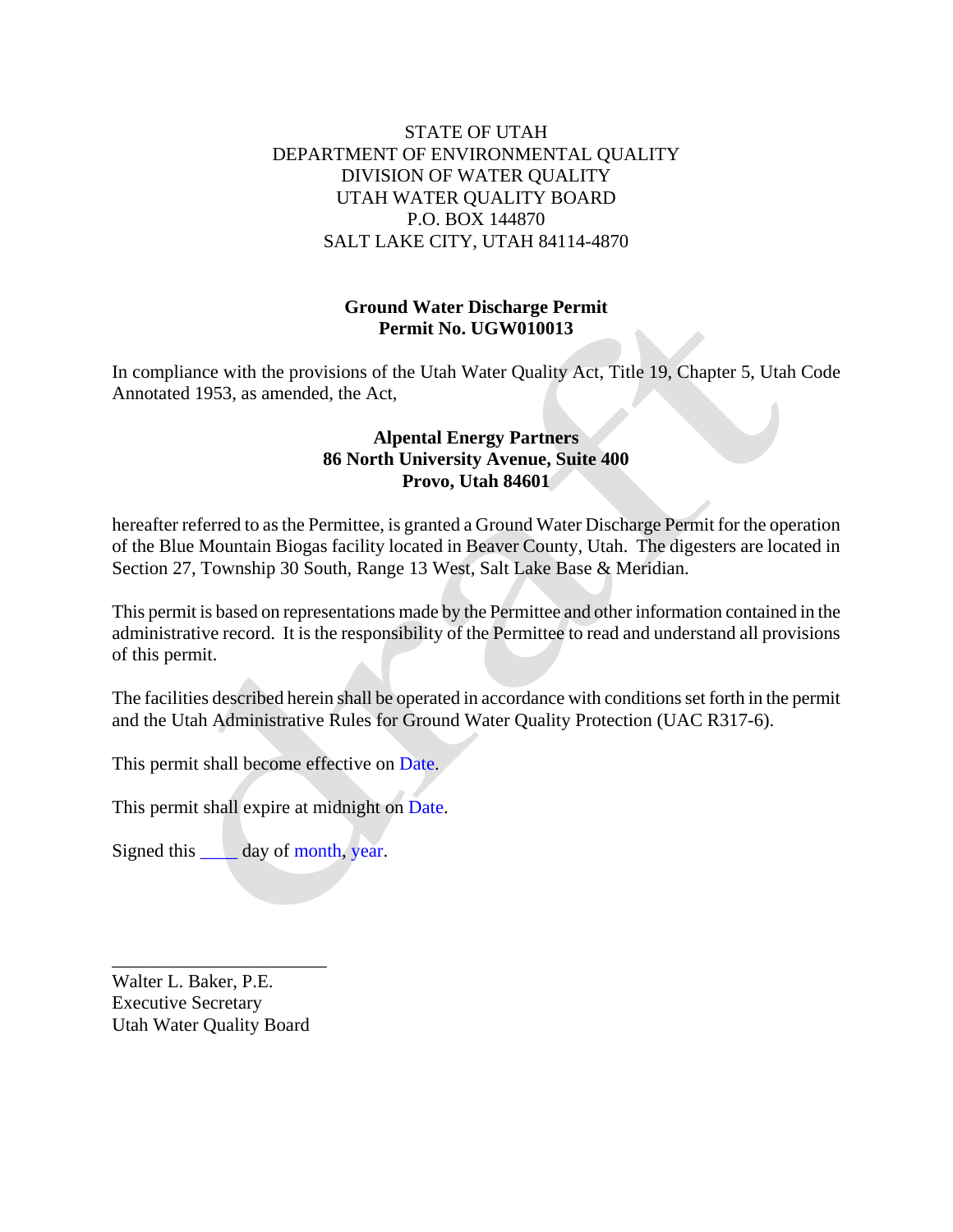STATE OF UTAH
DEPARTMENT OF ENVIRONMENTAL QUALITY
DIVISION OF WATER QUALITY
UTAH WATER QUALITY BOARD
P.O. BOX 144870
SALT LAKE CITY, UTAH 84114-4870

**Ground Water Discharge Permit**
**Permit No. UGW010013**

In compliance with the provisions of the Utah Water Quality Act, Title 19, Chapter 5, Utah Code Annotated 1953, as amended, the Act,

**Alpental Energy Partners**
**86 North University Avenue, Suite 400**
**Provo, Utah 84601**

hereafter referred to as the Permittee, is granted a Ground Water Discharge Permit for the operation of the Blue Mountain Biogas facility located in Beaver County, Utah. The digesters are located in Section 27, Township 30 South, Range 13 West, Salt Lake Base & Meridian.

This permit is based on representations made by the Permittee and other information contained in the administrative record. It is the responsibility of the Permittee to read and understand all provisions of this permit.

The facilities described herein shall be operated in accordance with conditions set forth in the permit and the Utah Administrative Rules for Ground Water Quality Protection (UAC R317-6).

This permit shall become effective on Date.

This permit shall expire at midnight on Date.

Signed this ____ day of month, year.

_______________________
Walter L. Baker, P.E.
Executive Secretary
Utah Water Quality Board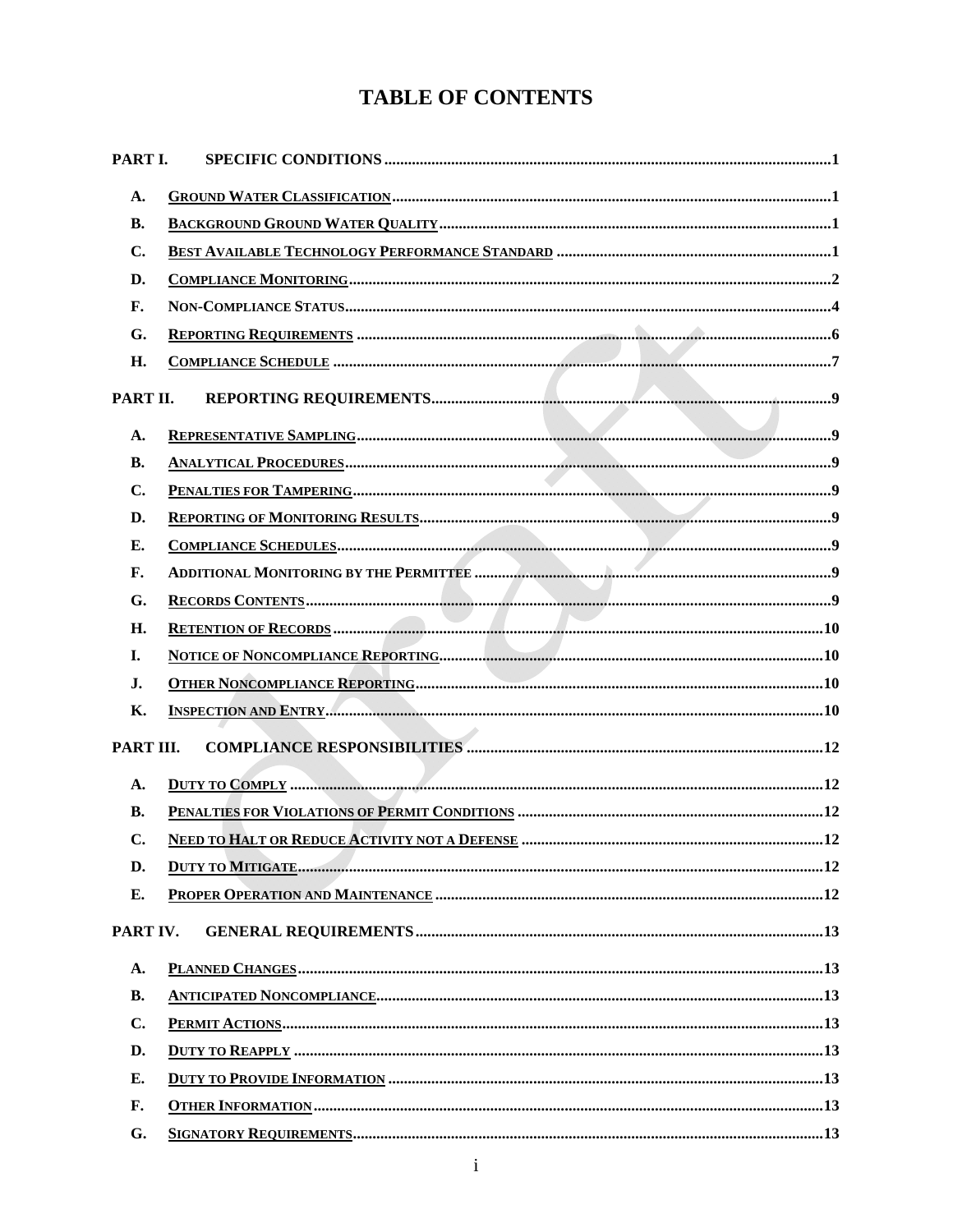# TABLE OF CONTENTS

**PART I. SPECIFIC CONDITIONS** .......... **1**

- **A.** GROUND WATER CLASSIFICATION .......... 1
- **B.** BACKGROUND GROUND WATER QUALITY .......... 1
- **C.** BEST AVAILABLE TECHNOLOGY PERFORMANCE STANDARD .......... 1
- **D.** COMPLIANCE MONITORING .......... 2
- **F.** NON-COMPLIANCE STATUS .......... 4
- **G.** REPORTING REQUIREMENTS .......... 6
- **H.** COMPLIANCE SCHEDULE .......... 7

**PART II. REPORTING REQUIREMENTS** .......... **9**

- **A.** REPRESENTATIVE SAMPLING .......... 9
- **B.** ANALYTICAL PROCEDURES .......... 9
- **C.** PENALTIES FOR TAMPERING .......... 9
- **D.** REPORTING OF MONITORING RESULTS .......... 9
- **E.** COMPLIANCE SCHEDULES .......... 9
- **F.** ADDITIONAL MONITORING BY THE PERMITTEE .......... 9
- **G.** RECORDS CONTENTS .......... 9
- **H.** RETENTION OF RECORDS .......... 10
- **I.** NOTICE OF NONCOMPLIANCE REPORTING .......... 10
- **J.** OTHER NONCOMPLIANCE REPORTING .......... 10
- **K.** INSPECTION AND ENTRY .......... 10

**PART III. COMPLIANCE RESPONSIBILITIES** .......... **12**

- **A.** DUTY TO COMPLY .......... 12
- **B.** PENALTIES FOR VIOLATIONS OF PERMIT CONDITIONS .......... 12
- **C.** NEED TO HALT OR REDUCE ACTIVITY NOT A DEFENSE .......... 12
- **D.** DUTY TO MITIGATE .......... 12
- **E.** PROPER OPERATION AND MAINTENANCE .......... 12

**PART IV. GENERAL REQUIREMENTS** .......... **13**

- **A.** PLANNED CHANGES .......... 13
- **B.** ANTICIPATED NONCOMPLIANCE .......... 13
- **C.** PERMIT ACTIONS .......... 13
- **D.** DUTY TO REAPPLY .......... 13
- **E.** DUTY TO PROVIDE INFORMATION .......... 13
- **F.** OTHER INFORMATION .......... 13
- **G.** SIGNATORY REQUIREMENTS .......... 13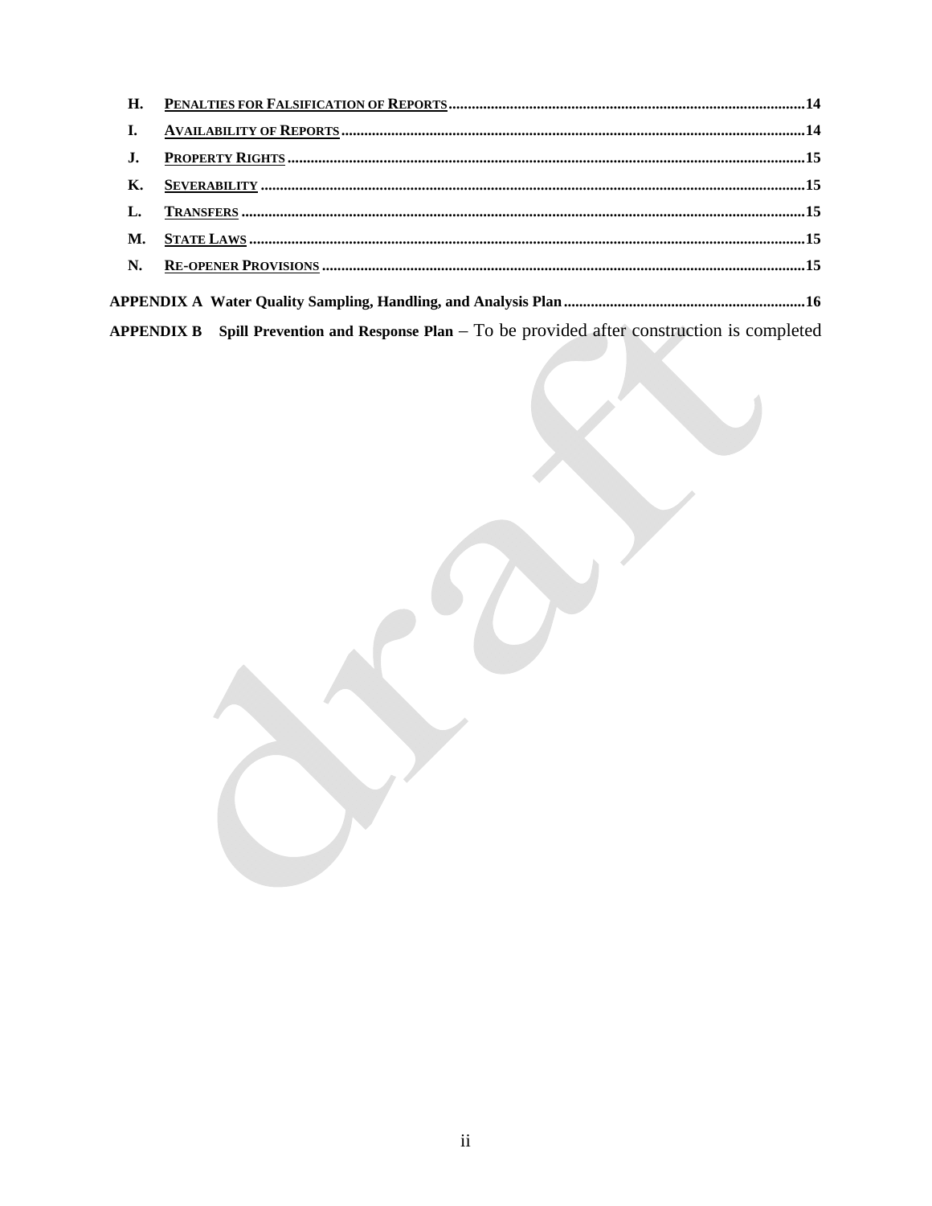H. **PENALTIES FOR FALSIFICATION OF REPORTS** ........ 14

I. **AVAILABILITY OF REPORTS** ........ 14

J. **PROPERTY RIGHTS** ........ 15

K. **SEVERABILITY** ........ 15

L. **TRANSFERS** ........ 15

M. **STATE LAWS** ........ 15

N. **RE-OPENER PROVISIONS** ........ 15

**APPENDIX A Water Quality Sampling, Handling, and Analysis Plan** ........ 16

**APPENDIX B Spill Prevention and Response Plan** – To be provided after construction is completed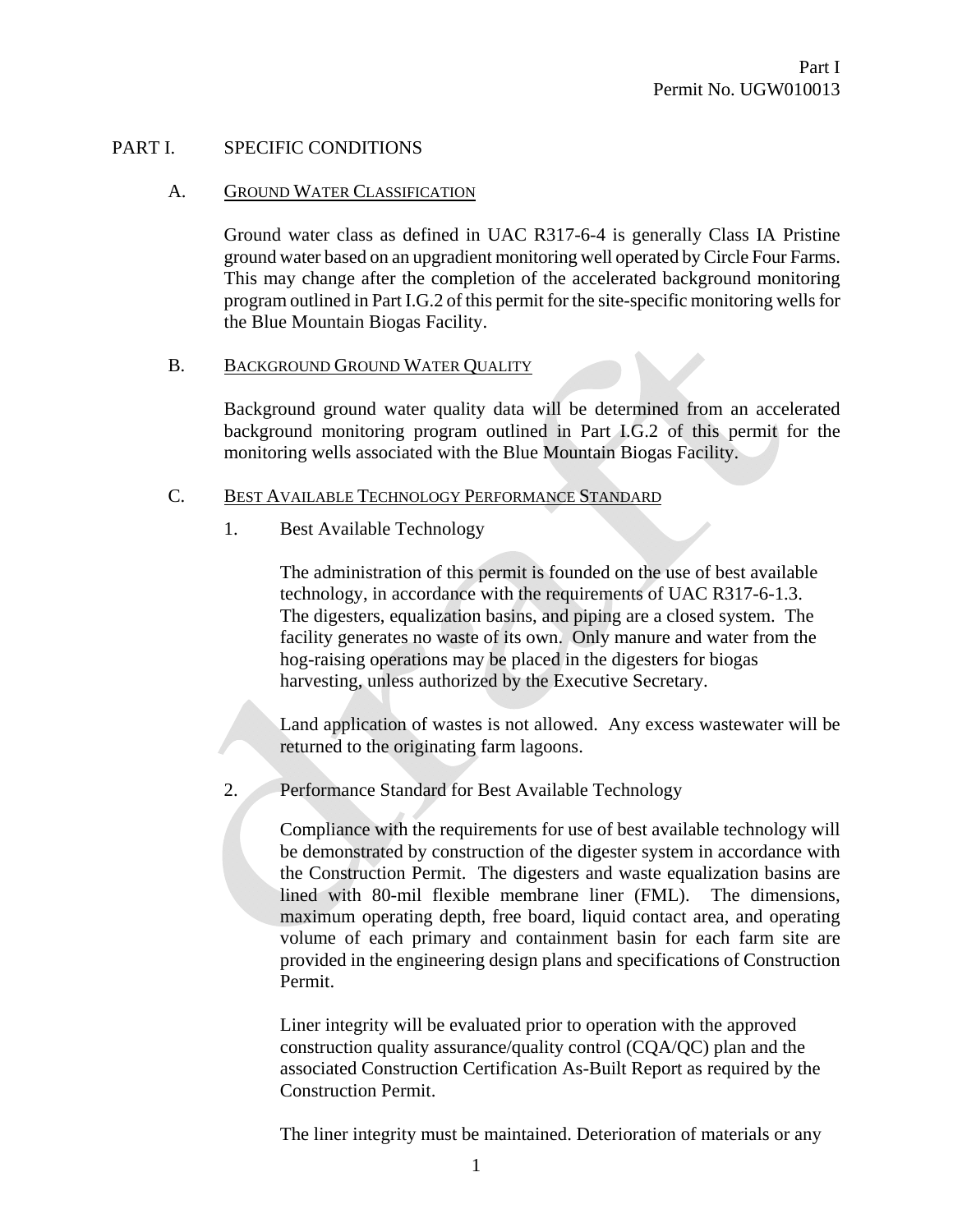# PART I. SPECIFIC CONDITIONS

## A. GROUND WATER CLASSIFICATION

Ground water class as defined in UAC R317-6-4 is generally Class IA Pristine ground water based on an upgradient monitoring well operated by Circle Four Farms. This may change after the completion of the accelerated background monitoring program outlined in Part I.G.2 of this permit for the site-specific monitoring wells for the Blue Mountain Biogas Facility.

## B. BACKGROUND GROUND WATER QUALITY

Background ground water quality data will be determined from an accelerated background monitoring program outlined in Part I.G.2 of this permit for the monitoring wells associated with the Blue Mountain Biogas Facility.

## C. BEST AVAILABLE TECHNOLOGY PERFORMANCE STANDARD

### 1. Best Available Technology

The administration of this permit is founded on the use of best available technology, in accordance with the requirements of UAC R317-6-1.3. The digesters, equalization basins, and piping are a closed system. The facility generates no waste of its own. Only manure and water from the hog-raising operations may be placed in the digesters for biogas harvesting, unless authorized by the Executive Secretary.

Land application of wastes is not allowed. Any excess wastewater will be returned to the originating farm lagoons.

### 2. Performance Standard for Best Available Technology

Compliance with the requirements for use of best available technology will be demonstrated by construction of the digester system in accordance with the Construction Permit. The digesters and waste equalization basins are lined with 80-mil flexible membrane liner (FML). The dimensions, maximum operating depth, free board, liquid contact area, and operating volume of each primary and containment basin for each farm site are provided in the engineering design plans and specifications of Construction Permit.

Liner integrity will be evaluated prior to operation with the approved construction quality assurance/quality control (CQA/QC) plan and the associated Construction Certification As-Built Report as required by the Construction Permit.

The liner integrity must be maintained. Deterioration of materials or any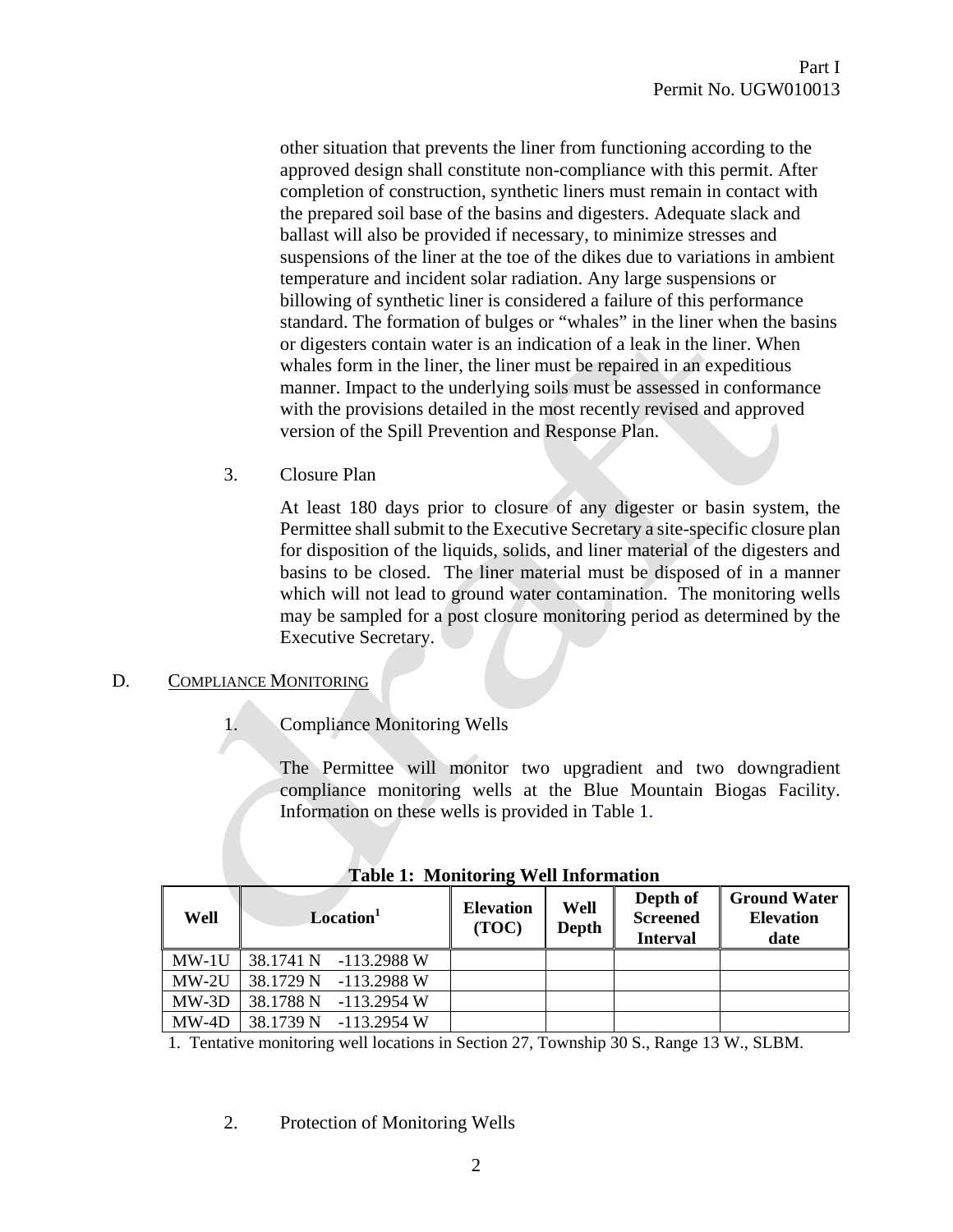other situation that prevents the liner from functioning according to the approved design shall constitute non-compliance with this permit. After completion of construction, synthetic liners must remain in contact with the prepared soil base of the basins and digesters. Adequate slack and ballast will also be provided if necessary, to minimize stresses and suspensions of the liner at the toe of the dikes due to variations in ambient temperature and incident solar radiation. Any large suspensions or billowing of synthetic liner is considered a failure of this performance standard. The formation of bulges or "whales" in the liner when the basins or digesters contain water is an indication of a leak in the liner. When whales form in the liner, the liner must be repaired in an expeditious manner. Impact to the underlying soils must be assessed in conformance with the provisions detailed in the most recently revised and approved version of the Spill Prevention and Response Plan.

3. Closure Plan

At least 180 days prior to closure of any digester or basin system, the Permittee shall submit to the Executive Secretary a site-specific closure plan for disposition of the liquids, solids, and liner material of the digesters and basins to be closed. The liner material must be disposed of in a manner which will not lead to ground water contamination. The monitoring wells may be sampled for a post closure monitoring period as determined by the Executive Secretary.

D. COMPLIANCE MONITORING

1. Compliance Monitoring Wells

The Permittee will monitor two upgradient and two downgradient compliance monitoring wells at the Blue Mountain Biogas Facility. Information on these wells is provided in Table 1.

**Table 1: Monitoring Well Information**

| Well | Location[1] | Elevation (TOC) | Well Depth | Depth of Screened Interval | Ground Water Elevation date |
|---|---|---|---|---|---|
| MW-1U | 38.1741 N -113.2988 W | | | | |
| MW-2U | 38.1729 N -113.2988 W | | | | |
| MW-3D | 38.1788 N -113.2954 W | | | | |
| MW-4D | 38.1739 N -113.2954 W | | | | |

1. Tentative monitoring well locations in Section 27, Township 30 S., Range 13 W., SLBM.

2. Protection of Monitoring Wells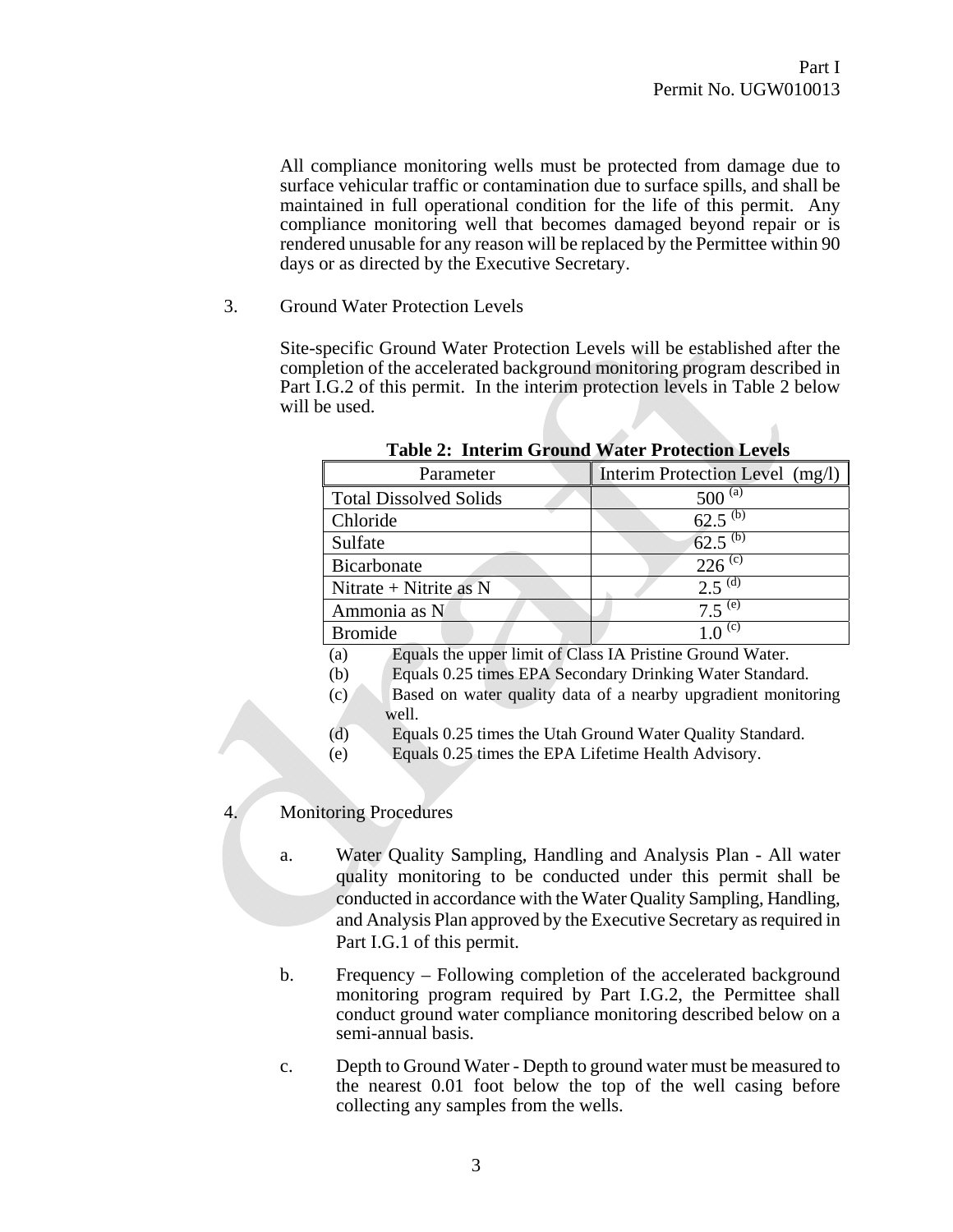All compliance monitoring wells must be protected from damage due to surface vehicular traffic or contamination due to surface spills, and shall be maintained in full operational condition for the life of this permit. Any compliance monitoring well that becomes damaged beyond repair or is rendered unusable for any reason will be replaced by the Permittee within 90 days or as directed by the Executive Secretary.

3. Ground Water Protection Levels

Site-specific Ground Water Protection Levels will be established after the completion of the accelerated background monitoring program described in Part I.G.2 of this permit. In the interim protection levels in Table 2 below will be used.

**Table 2: Interim Ground Water Protection Levels**

| Parameter | Interim Protection Level (mg/l) |
|---|---|
| Total Dissolved Solids | 500 [(a)] |
| Chloride | 62.5 [(b)] |
| Sulfate | 62.5 [(b)] |
| Bicarbonate | 226 [(c)] |
| Nitrate + Nitrite as N | 2.5 [(d)] |
| Ammonia as N | 7.5 [(e)] |
| Bromide | 1.0 [(c)] |

(a) Equals the upper limit of Class IA Pristine Ground Water.
(b) Equals 0.25 times EPA Secondary Drinking Water Standard.
(c) Based on water quality data of a nearby upgradient monitoring well.
(d) Equals 0.25 times the Utah Ground Water Quality Standard.
(e) Equals 0.25 times the EPA Lifetime Health Advisory.

4. Monitoring Procedures

a. Water Quality Sampling, Handling and Analysis Plan - All water quality monitoring to be conducted under this permit shall be conducted in accordance with the Water Quality Sampling, Handling, and Analysis Plan approved by the Executive Secretary as required in Part I.G.1 of this permit.

b. Frequency – Following completion of the accelerated background monitoring program required by Part I.G.2, the Permittee shall conduct ground water compliance monitoring described below on a semi-annual basis.

c. Depth to Ground Water - Depth to ground water must be measured to the nearest 0.01 foot below the top of the well casing before collecting any samples from the wells.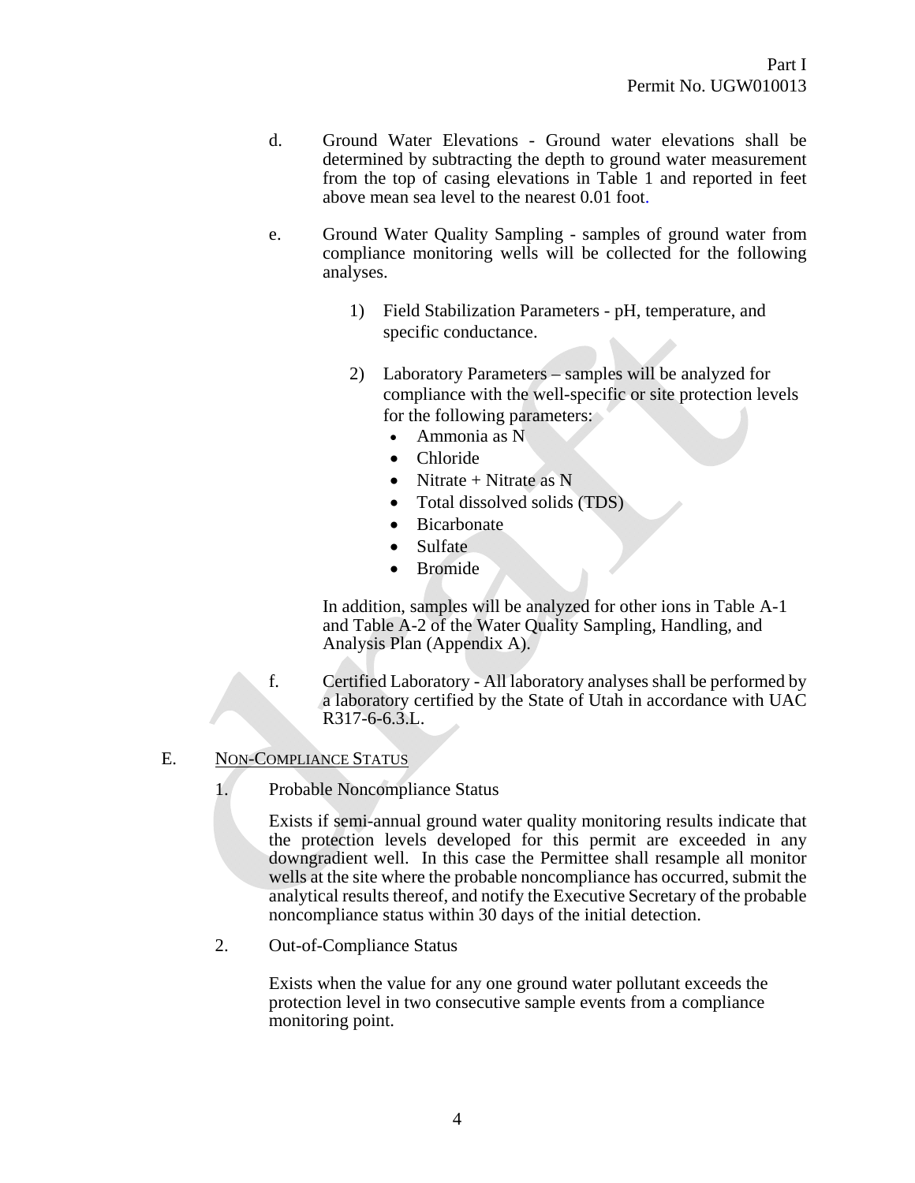d. Ground Water Elevations - Ground water elevations shall be determined by subtracting the depth to ground water measurement from the top of casing elevations in Table 1 and reported in feet above mean sea level to the nearest 0.01 foot.

e. Ground Water Quality Sampling - samples of ground water from compliance monitoring wells will be collected for the following analyses.

1) Field Stabilization Parameters - pH, temperature, and specific conductance.

2) Laboratory Parameters – samples will be analyzed for compliance with the well-specific or site protection levels for the following parameters:
   - Ammonia as N
   - Chloride
   - Nitrate + Nitrate as N
   - Total dissolved solids (TDS)
   - Bicarbonate
   - Sulfate
   - Bromide

In addition, samples will be analyzed for other ions in Table A-1 and Table A-2 of the Water Quality Sampling, Handling, and Analysis Plan (Appendix A).

f. Certified Laboratory - All laboratory analyses shall be performed by a laboratory certified by the State of Utah in accordance with UAC R317-6-6.3.L.

## E. NON-COMPLIANCE STATUS

1. Probable Noncompliance Status

Exists if semi-annual ground water quality monitoring results indicate that the protection levels developed for this permit are exceeded in any downgradient well. In this case the Permittee shall resample all monitor wells at the site where the probable noncompliance has occurred, submit the analytical results thereof, and notify the Executive Secretary of the probable noncompliance status within 30 days of the initial detection.

2. Out-of-Compliance Status

Exists when the value for any one ground water pollutant exceeds the protection level in two consecutive sample events from a compliance monitoring point.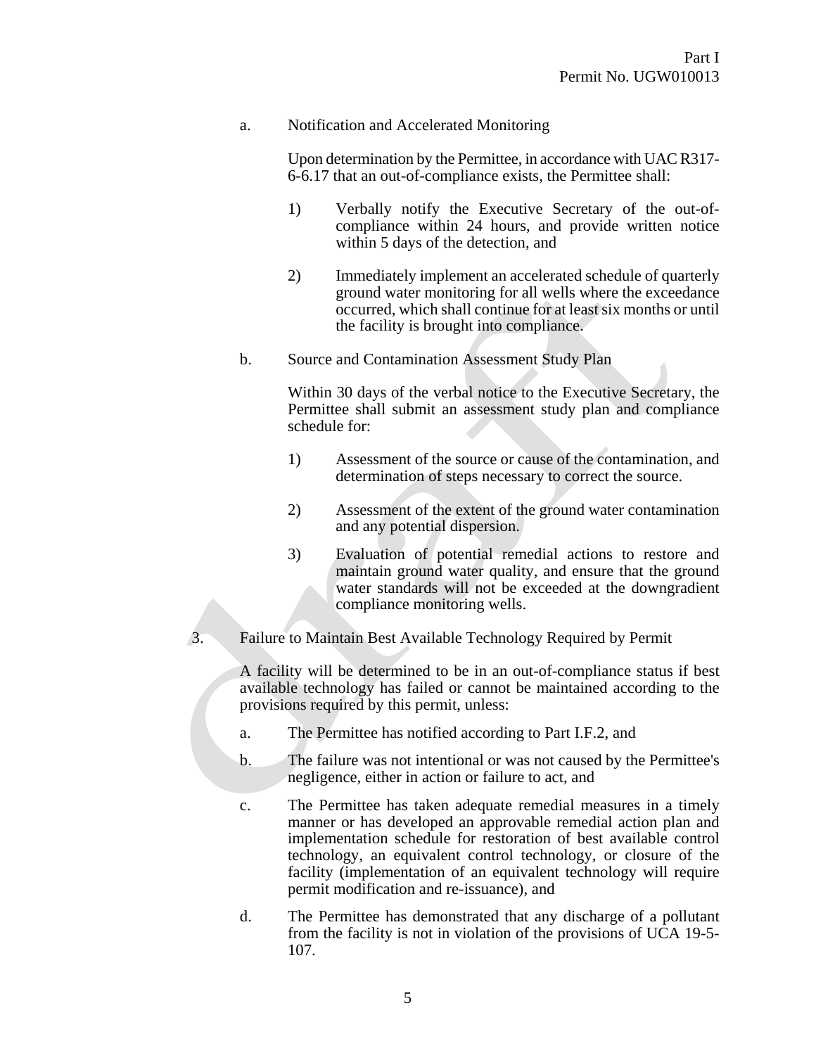a. Notification and Accelerated Monitoring

   Upon determination by the Permittee, in accordance with UAC R317-6-6.17 that an out-of-compliance exists, the Permittee shall:

   1) Verbally notify the Executive Secretary of the out-of-compliance within 24 hours, and provide written notice within 5 days of the detection, and

   2) Immediately implement an accelerated schedule of quarterly ground water monitoring for all wells where the exceedance occurred, which shall continue for at least six months or until the facility is brought into compliance.

b. Source and Contamination Assessment Study Plan

   Within 30 days of the verbal notice to the Executive Secretary, the Permittee shall submit an assessment study plan and compliance schedule for:

   1) Assessment of the source or cause of the contamination, and determination of steps necessary to correct the source.

   2) Assessment of the extent of the ground water contamination and any potential dispersion.

   3) Evaluation of potential remedial actions to restore and maintain ground water quality, and ensure that the ground water standards will not be exceeded at the downgradient compliance monitoring wells.

3. Failure to Maintain Best Available Technology Required by Permit

   A facility will be determined to be in an out-of-compliance status if best available technology has failed or cannot be maintained according to the provisions required by this permit, unless:

   a. The Permittee has notified according to Part I.F.2, and

   b. The failure was not intentional or was not caused by the Permittee's negligence, either in action or failure to act, and

   c. The Permittee has taken adequate remedial measures in a timely manner or has developed an approvable remedial action plan and implementation schedule for restoration of best available control technology, an equivalent control technology, or closure of the facility (implementation of an equivalent technology will require permit modification and re-issuance), and

   d. The Permittee has demonstrated that any discharge of a pollutant from the facility is not in violation of the provisions of UCA 19-5-107.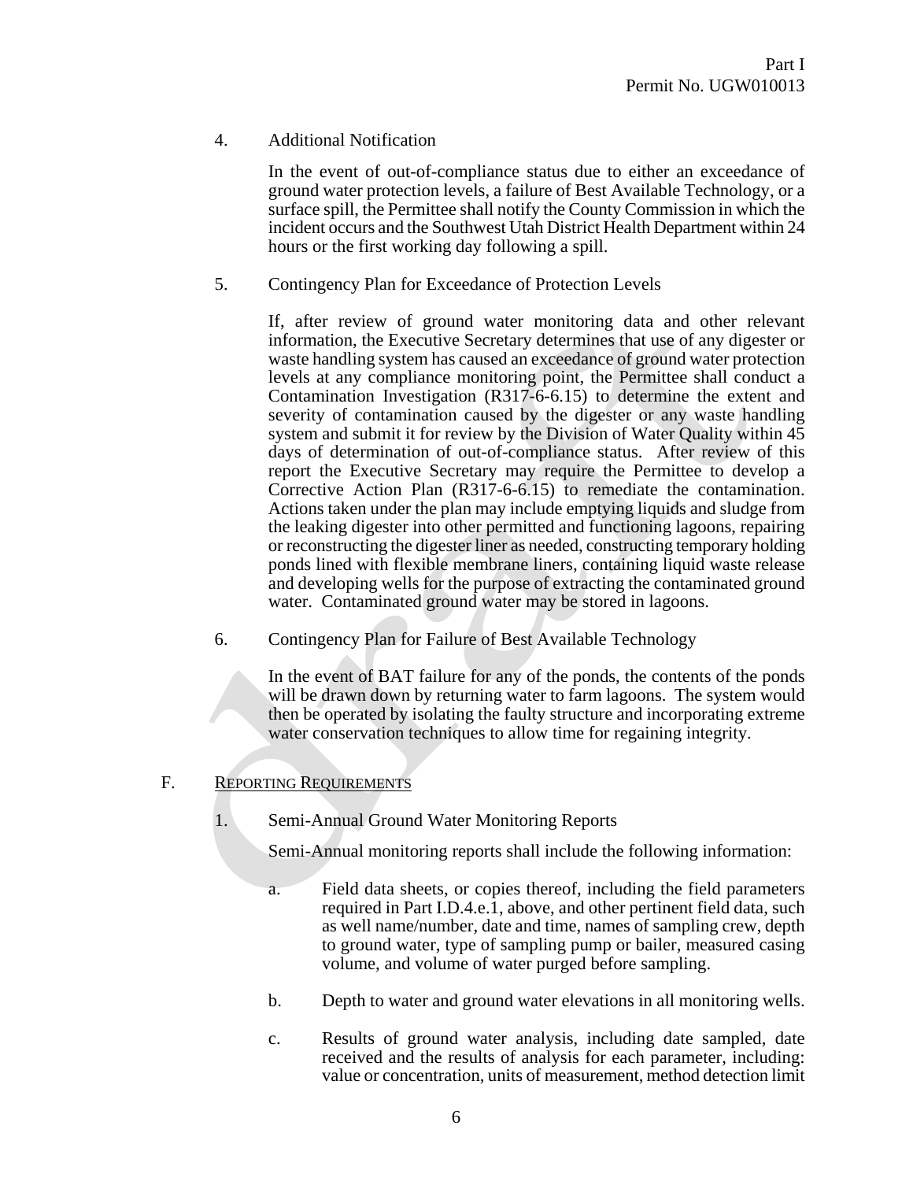4. Additional Notification

In the event of out-of-compliance status due to either an exceedance of ground water protection levels, a failure of Best Available Technology, or a surface spill, the Permittee shall notify the County Commission in which the incident occurs and the Southwest Utah District Health Department within 24 hours or the first working day following a spill.

5. Contingency Plan for Exceedance of Protection Levels

If, after review of ground water monitoring data and other relevant information, the Executive Secretary determines that use of any digester or waste handling system has caused an exceedance of ground water protection levels at any compliance monitoring point, the Permittee shall conduct a Contamination Investigation (R317-6-6.15) to determine the extent and severity of contamination caused by the digester or any waste handling system and submit it for review by the Division of Water Quality within 45 days of determination of out-of-compliance status. After review of this report the Executive Secretary may require the Permittee to develop a Corrective Action Plan (R317-6-6.15) to remediate the contamination. Actions taken under the plan may include emptying liquids and sludge from the leaking digester into other permitted and functioning lagoons, repairing or reconstructing the digester liner as needed, constructing temporary holding ponds lined with flexible membrane liners, containing liquid waste release and developing wells for the purpose of extracting the contaminated ground water. Contaminated ground water may be stored in lagoons.

6. Contingency Plan for Failure of Best Available Technology

In the event of BAT failure for any of the ponds, the contents of the ponds will be drawn down by returning water to farm lagoons. The system would then be operated by isolating the faulty structure and incorporating extreme water conservation techniques to allow time for regaining integrity.

F. REPORTING REQUIREMENTS

1. Semi-Annual Ground Water Monitoring Reports

Semi-Annual monitoring reports shall include the following information:

a. Field data sheets, or copies thereof, including the field parameters required in Part I.D.4.e.1, above, and other pertinent field data, such as well name/number, date and time, names of sampling crew, depth to ground water, type of sampling pump or bailer, measured casing volume, and volume of water purged before sampling.

b. Depth to water and ground water elevations in all monitoring wells.

c. Results of ground water analysis, including date sampled, date received and the results of analysis for each parameter, including: value or concentration, units of measurement, method detection limit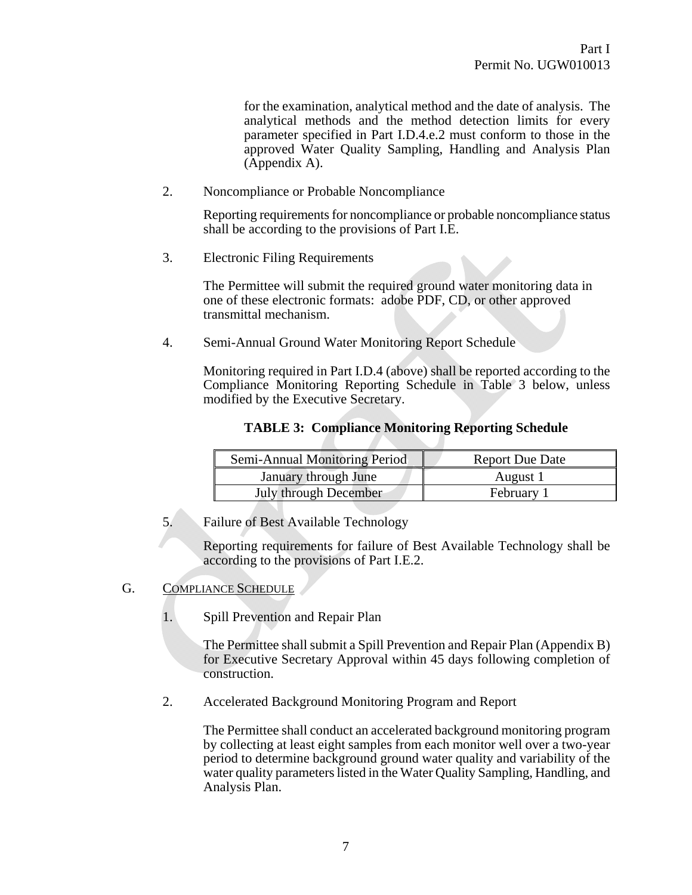for the examination, analytical method and the date of analysis. The analytical methods and the method detection limits for every parameter specified in Part I.D.4.e.2 must conform to those in the approved Water Quality Sampling, Handling and Analysis Plan (Appendix A).

2. Noncompliance or Probable Noncompliance

   Reporting requirements for noncompliance or probable noncompliance status shall be according to the provisions of Part I.E.

3. Electronic Filing Requirements

   The Permittee will submit the required ground water monitoring data in one of these electronic formats: adobe PDF, CD, or other approved transmittal mechanism.

4. Semi-Annual Ground Water Monitoring Report Schedule

   Monitoring required in Part I.D.4 (above) shall be reported according to the Compliance Monitoring Reporting Schedule in Table 3 below, unless modified by the Executive Secretary.

**TABLE 3: Compliance Monitoring Reporting Schedule**

| Semi-Annual Monitoring Period | Report Due Date |
|---|---|
| January through June | August 1 |
| July through December | February 1 |

5. Failure of Best Available Technology

   Reporting requirements for failure of Best Available Technology shall be according to the provisions of Part I.E.2.

G. COMPLIANCE SCHEDULE

1. Spill Prevention and Repair Plan

   The Permittee shall submit a Spill Prevention and Repair Plan (Appendix B) for Executive Secretary Approval within 45 days following completion of construction.

2. Accelerated Background Monitoring Program and Report

   The Permittee shall conduct an accelerated background monitoring program by collecting at least eight samples from each monitor well over a two-year period to determine background ground water quality and variability of the water quality parameters listed in the Water Quality Sampling, Handling, and Analysis Plan.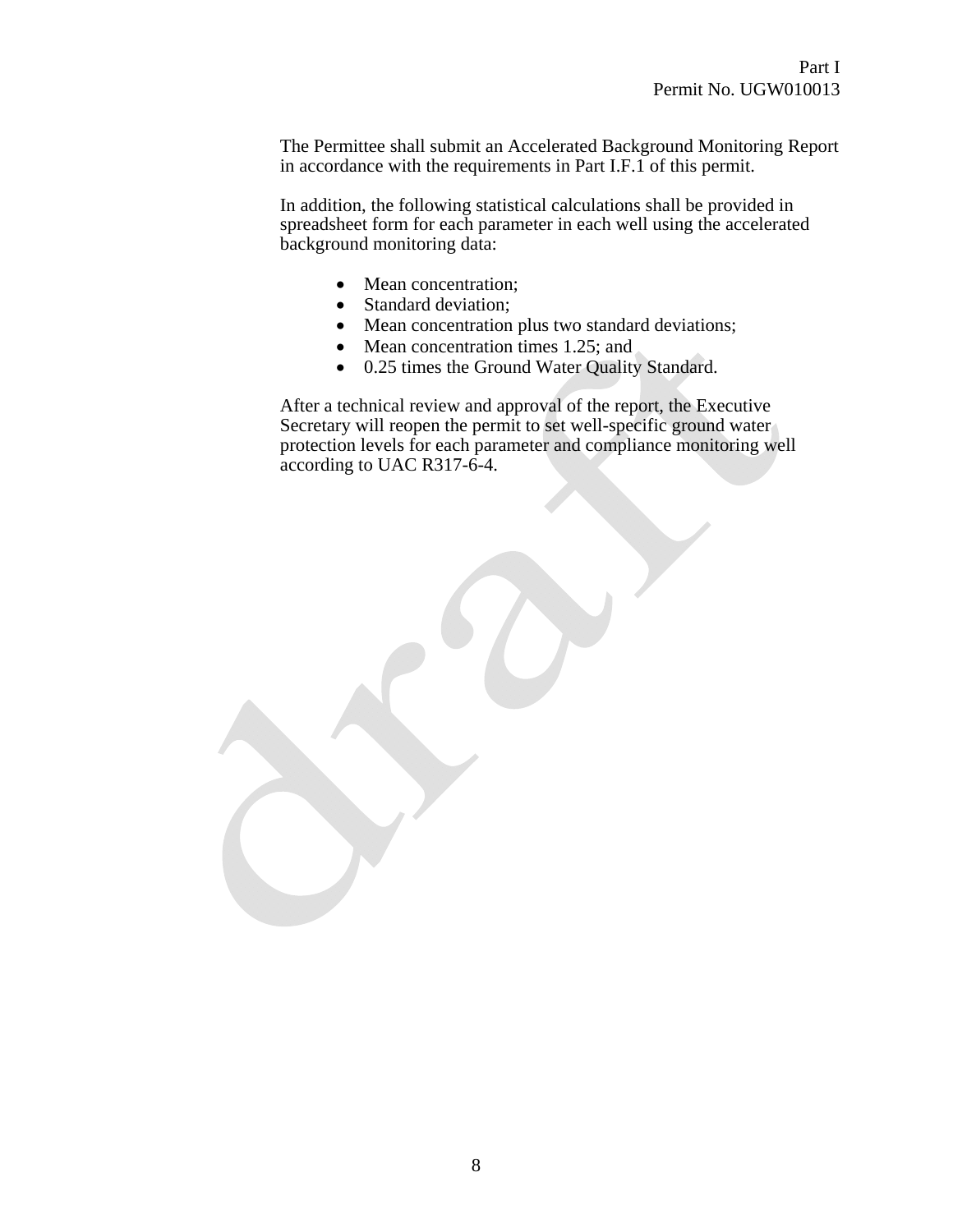The Permittee shall submit an Accelerated Background Monitoring Report in accordance with the requirements in Part I.F.1 of this permit.

In addition, the following statistical calculations shall be provided in spreadsheet form for each parameter in each well using the accelerated background monitoring data:

- Mean concentration;
- Standard deviation;
- Mean concentration plus two standard deviations;
- Mean concentration times 1.25; and
- 0.25 times the Ground Water Quality Standard.

After a technical review and approval of the report, the Executive Secretary will reopen the permit to set well-specific ground water protection levels for each parameter and compliance monitoring well according to UAC R317-6-4.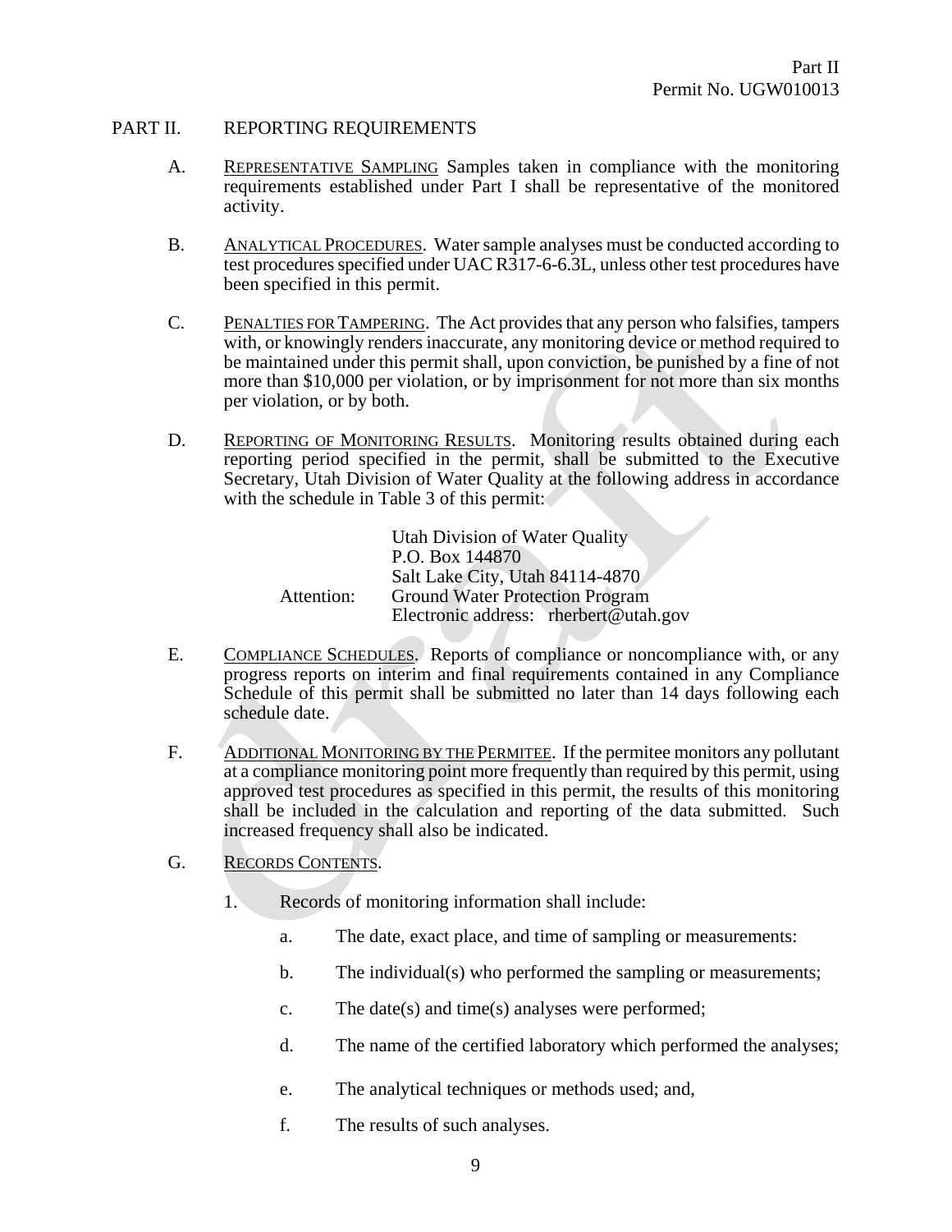## PART II. REPORTING REQUIREMENTS

A. REPRESENTATIVE SAMPLING Samples taken in compliance with the monitoring requirements established under Part I shall be representative of the monitored activity.

B. ANALYTICAL PROCEDURES. Water sample analyses must be conducted according to test procedures specified under UAC R317-6-6.3L, unless other test procedures have been specified in this permit.

C. PENALTIES FOR TAMPERING. The Act provides that any person who falsifies, tampers with, or knowingly renders inaccurate, any monitoring device or method required to be maintained under this permit shall, upon conviction, be punished by a fine of not more than $10,000 per violation, or by imprisonment for not more than six months per violation, or by both.

D. REPORTING OF MONITORING RESULTS. Monitoring results obtained during each reporting period specified in the permit, shall be submitted to the Executive Secretary, Utah Division of Water Quality at the following address in accordance with the schedule in Table 3 of this permit:

Utah Division of Water Quality
P.O. Box 144870
Salt Lake City, Utah 84114-4870
Attention: Ground Water Protection Program
Electronic address: rherbert@utah.gov

E. COMPLIANCE SCHEDULES. Reports of compliance or noncompliance with, or any progress reports on interim and final requirements contained in any Compliance Schedule of this permit shall be submitted no later than 14 days following each schedule date.

F. ADDITIONAL MONITORING BY THE PERMITEE. If the permitee monitors any pollutant at a compliance monitoring point more frequently than required by this permit, using approved test procedures as specified in this permit, the results of this monitoring shall be included in the calculation and reporting of the data submitted. Such increased frequency shall also be indicated.

G. RECORDS CONTENTS.

1. Records of monitoring information shall include:

   a. The date, exact place, and time of sampling or measurements:

   b. The individual(s) who performed the sampling or measurements;

   c. The date(s) and time(s) analyses were performed;

   d. The name of the certified laboratory which performed the analyses;

   e. The analytical techniques or methods used; and,

   f. The results of such analyses.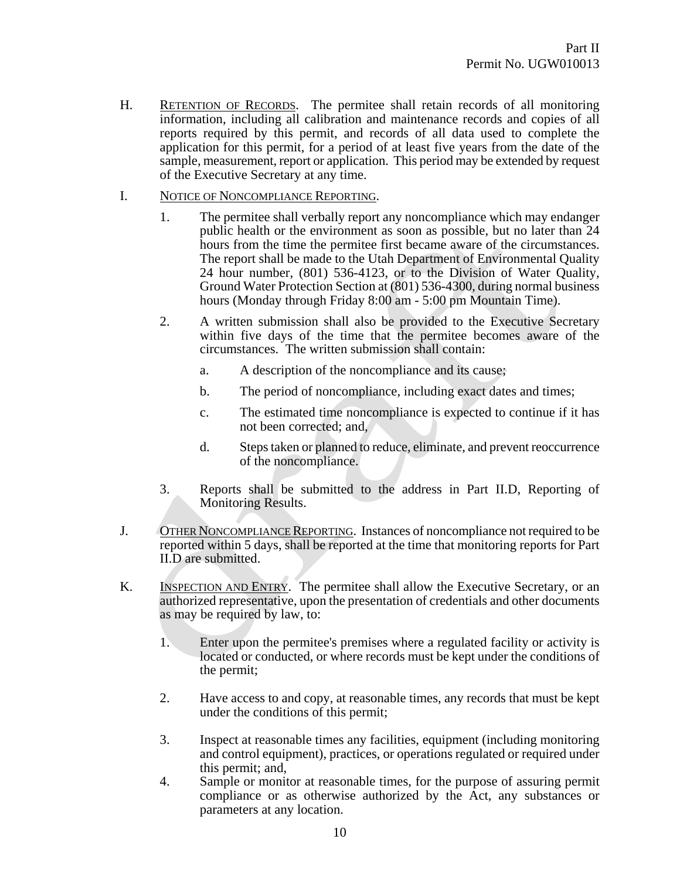H. RETENTION OF RECORDS. The permitee shall retain records of all monitoring information, including all calibration and maintenance records and copies of all reports required by this permit, and records of all data used to complete the application for this permit, for a period of at least five years from the date of the sample, measurement, report or application. This period may be extended by request of the Executive Secretary at any time.

I. NOTICE OF NONCOMPLIANCE REPORTING.

1. The permitee shall verbally report any noncompliance which may endanger public health or the environment as soon as possible, but no later than 24 hours from the time the permitee first became aware of the circumstances. The report shall be made to the Utah Department of Environmental Quality 24 hour number, (801) 536-4123, or to the Division of Water Quality, Ground Water Protection Section at (801) 536-4300, during normal business hours (Monday through Friday 8:00 am - 5:00 pm Mountain Time).

2. A written submission shall also be provided to the Executive Secretary within five days of the time that the permitee becomes aware of the circumstances. The written submission shall contain:

   a. A description of the noncompliance and its cause;

   b. The period of noncompliance, including exact dates and times;

   c. The estimated time noncompliance is expected to continue if it has not been corrected; and,

   d. Steps taken or planned to reduce, eliminate, and prevent reoccurrence of the noncompliance.

3. Reports shall be submitted to the address in Part II.D, Reporting of Monitoring Results.

J. OTHER NONCOMPLIANCE REPORTING. Instances of noncompliance not required to be reported within 5 days, shall be reported at the time that monitoring reports for Part II.D are submitted.

K. INSPECTION AND ENTRY. The permitee shall allow the Executive Secretary, or an authorized representative, upon the presentation of credentials and other documents as may be required by law, to:

1. Enter upon the permitee's premises where a regulated facility or activity is located or conducted, or where records must be kept under the conditions of the permit;

2. Have access to and copy, at reasonable times, any records that must be kept under the conditions of this permit;

3. Inspect at reasonable times any facilities, equipment (including monitoring and control equipment), practices, or operations regulated or required under this permit; and,

4. Sample or monitor at reasonable times, for the purpose of assuring permit compliance or as otherwise authorized by the Act, any substances or parameters at any location.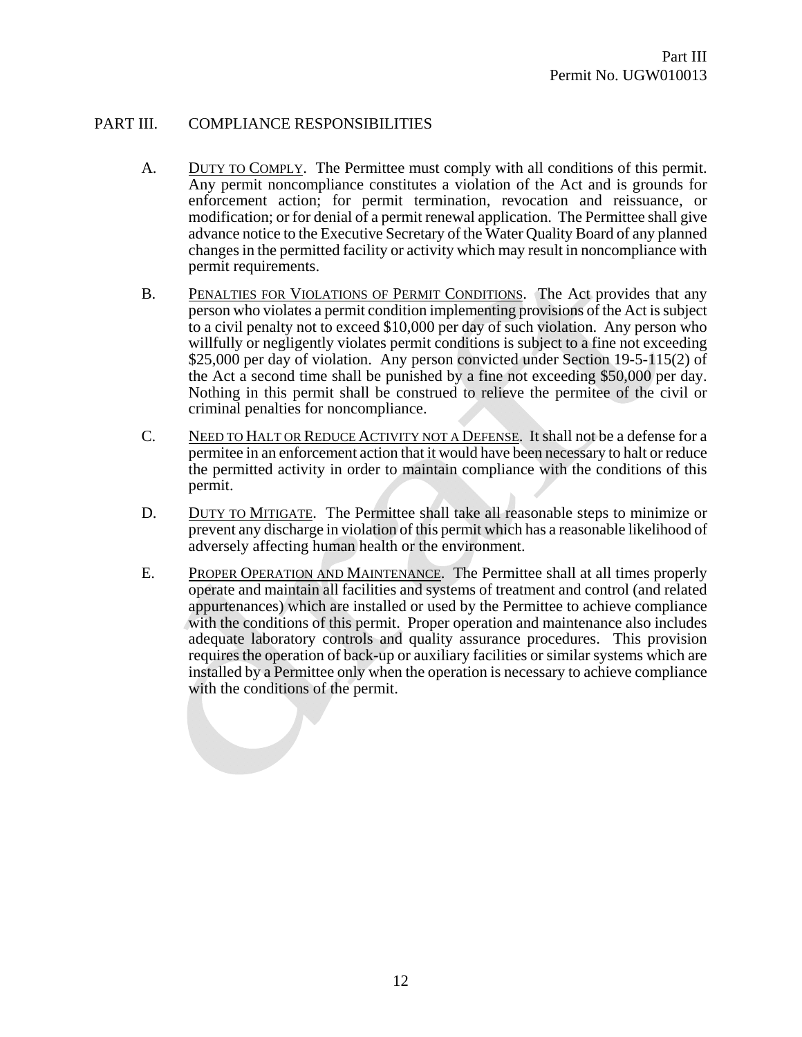## PART III. COMPLIANCE RESPONSIBILITIES

A. DUTY TO COMPLY. The Permittee must comply with all conditions of this permit. Any permit noncompliance constitutes a violation of the Act and is grounds for enforcement action; for permit termination, revocation and reissuance, or modification; or for denial of a permit renewal application. The Permittee shall give advance notice to the Executive Secretary of the Water Quality Board of any planned changes in the permitted facility or activity which may result in noncompliance with permit requirements.

B. PENALTIES FOR VIOLATIONS OF PERMIT CONDITIONS. The Act provides that any person who violates a permit condition implementing provisions of the Act is subject to a civil penalty not to exceed $10,000 per day of such violation. Any person who willfully or negligently violates permit conditions is subject to a fine not exceeding $25,000 per day of violation. Any person convicted under Section 19-5-115(2) of the Act a second time shall be punished by a fine not exceeding $50,000 per day. Nothing in this permit shall be construed to relieve the permitee of the civil or criminal penalties for noncompliance.

C. NEED TO HALT OR REDUCE ACTIVITY NOT A DEFENSE. It shall not be a defense for a permitee in an enforcement action that it would have been necessary to halt or reduce the permitted activity in order to maintain compliance with the conditions of this permit.

D. DUTY TO MITIGATE. The Permittee shall take all reasonable steps to minimize or prevent any discharge in violation of this permit which has a reasonable likelihood of adversely affecting human health or the environment.

E. PROPER OPERATION AND MAINTENANCE. The Permittee shall at all times properly operate and maintain all facilities and systems of treatment and control (and related appurtenances) which are installed or used by the Permittee to achieve compliance with the conditions of this permit. Proper operation and maintenance also includes adequate laboratory controls and quality assurance procedures. This provision requires the operation of back-up or auxiliary facilities or similar systems which are installed by a Permittee only when the operation is necessary to achieve compliance with the conditions of the permit.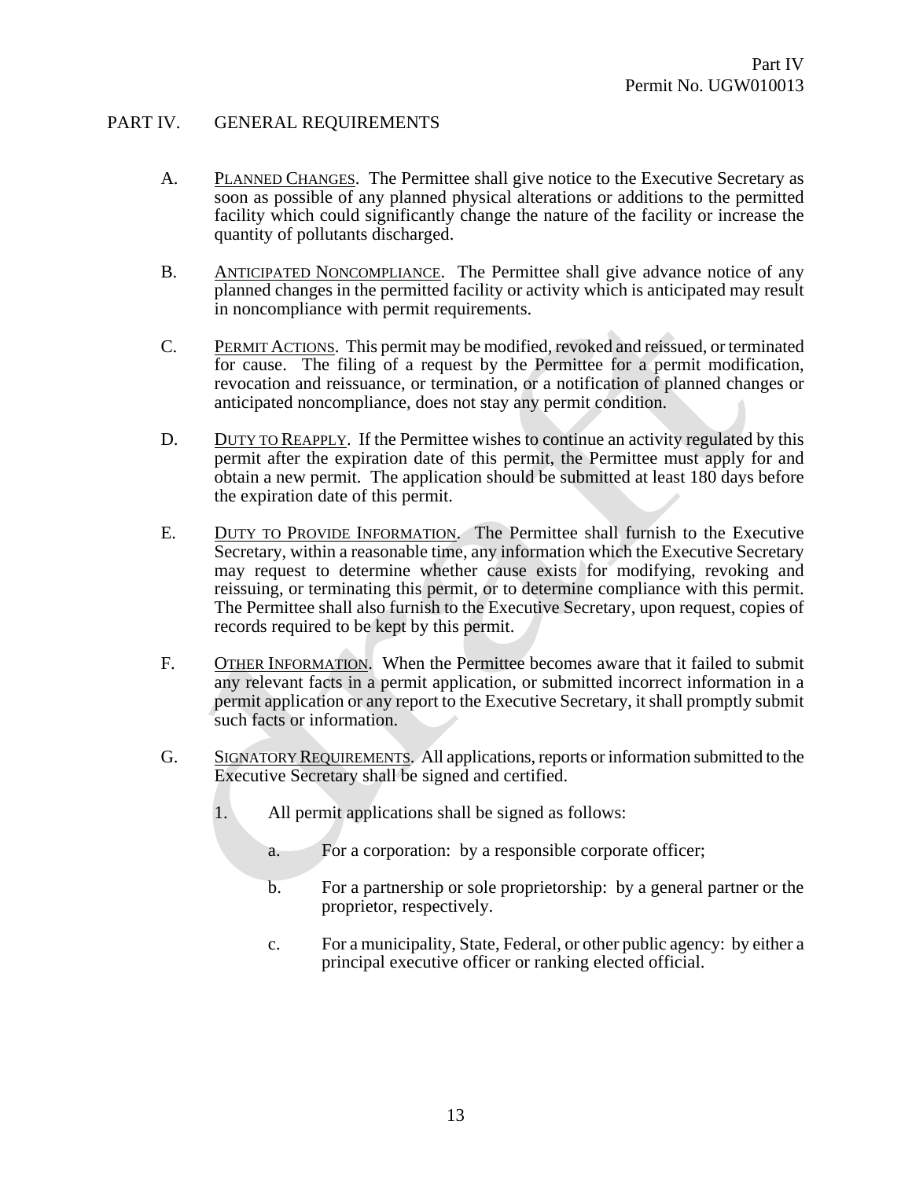## PART IV. GENERAL REQUIREMENTS

A. PLANNED CHANGES. The Permittee shall give notice to the Executive Secretary as soon as possible of any planned physical alterations or additions to the permitted facility which could significantly change the nature of the facility or increase the quantity of pollutants discharged.

B. ANTICIPATED NONCOMPLIANCE. The Permittee shall give advance notice of any planned changes in the permitted facility or activity which is anticipated may result in noncompliance with permit requirements.

C. PERMIT ACTIONS. This permit may be modified, revoked and reissued, or terminated for cause. The filing of a request by the Permittee for a permit modification, revocation and reissuance, or termination, or a notification of planned changes or anticipated noncompliance, does not stay any permit condition.

D. DUTY TO REAPPLY. If the Permittee wishes to continue an activity regulated by this permit after the expiration date of this permit, the Permittee must apply for and obtain a new permit. The application should be submitted at least 180 days before the expiration date of this permit.

E. DUTY TO PROVIDE INFORMATION. The Permittee shall furnish to the Executive Secretary, within a reasonable time, any information which the Executive Secretary may request to determine whether cause exists for modifying, revoking and reissuing, or terminating this permit, or to determine compliance with this permit. The Permittee shall also furnish to the Executive Secretary, upon request, copies of records required to be kept by this permit.

F. OTHER INFORMATION. When the Permittee becomes aware that it failed to submit any relevant facts in a permit application, or submitted incorrect information in a permit application or any report to the Executive Secretary, it shall promptly submit such facts or information.

G. SIGNATORY REQUIREMENTS. All applications, reports or information submitted to the Executive Secretary shall be signed and certified.

1. All permit applications shall be signed as follows:

   a. For a corporation: by a responsible corporate officer;

   b. For a partnership or sole proprietorship: by a general partner or the proprietor, respectively.

   c. For a municipality, State, Federal, or other public agency: by either a principal executive officer or ranking elected official.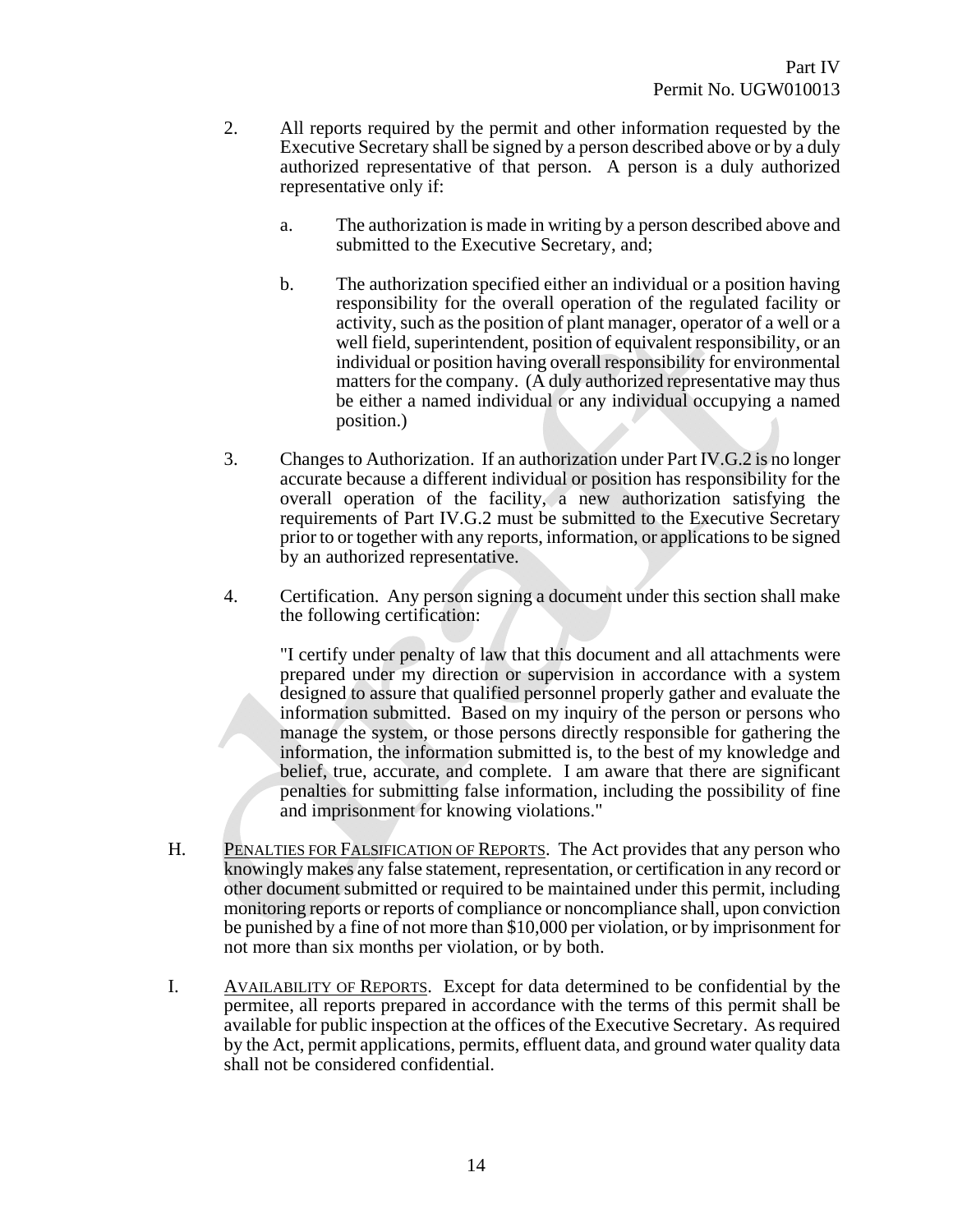2. All reports required by the permit and other information requested by the Executive Secretary shall be signed by a person described above or by a duly authorized representative of that person. A person is a duly authorized representative only if:

   a. The authorization is made in writing by a person described above and submitted to the Executive Secretary, and;

   b. The authorization specified either an individual or a position having responsibility for the overall operation of the regulated facility or activity, such as the position of plant manager, operator of a well or a well field, superintendent, position of equivalent responsibility, or an individual or position having overall responsibility for environmental matters for the company. (A duly authorized representative may thus be either a named individual or any individual occupying a named position.)

3. Changes to Authorization. If an authorization under Part IV.G.2 is no longer accurate because a different individual or position has responsibility for the overall operation of the facility, a new authorization satisfying the requirements of Part IV.G.2 must be submitted to the Executive Secretary prior to or together with any reports, information, or applications to be signed by an authorized representative.

4. Certification. Any person signing a document under this section shall make the following certification:

   "I certify under penalty of law that this document and all attachments were prepared under my direction or supervision in accordance with a system designed to assure that qualified personnel properly gather and evaluate the information submitted. Based on my inquiry of the person or persons who manage the system, or those persons directly responsible for gathering the information, the information submitted is, to the best of my knowledge and belief, true, accurate, and complete. I am aware that there are significant penalties for submitting false information, including the possibility of fine and imprisonment for knowing violations."

H. <u>PENALTIES FOR FALSIFICATION OF REPORTS</u>. The Act provides that any person who knowingly makes any false statement, representation, or certification in any record or other document submitted or required to be maintained under this permit, including monitoring reports or reports of compliance or noncompliance shall, upon conviction be punished by a fine of not more than $10,000 per violation, or by imprisonment for not more than six months per violation, or by both.

I. <u>AVAILABILITY OF REPORTS</u>. Except for data determined to be confidential by the permitee, all reports prepared in accordance with the terms of this permit shall be available for public inspection at the offices of the Executive Secretary. As required by the Act, permit applications, permits, effluent data, and ground water quality data shall not be considered confidential.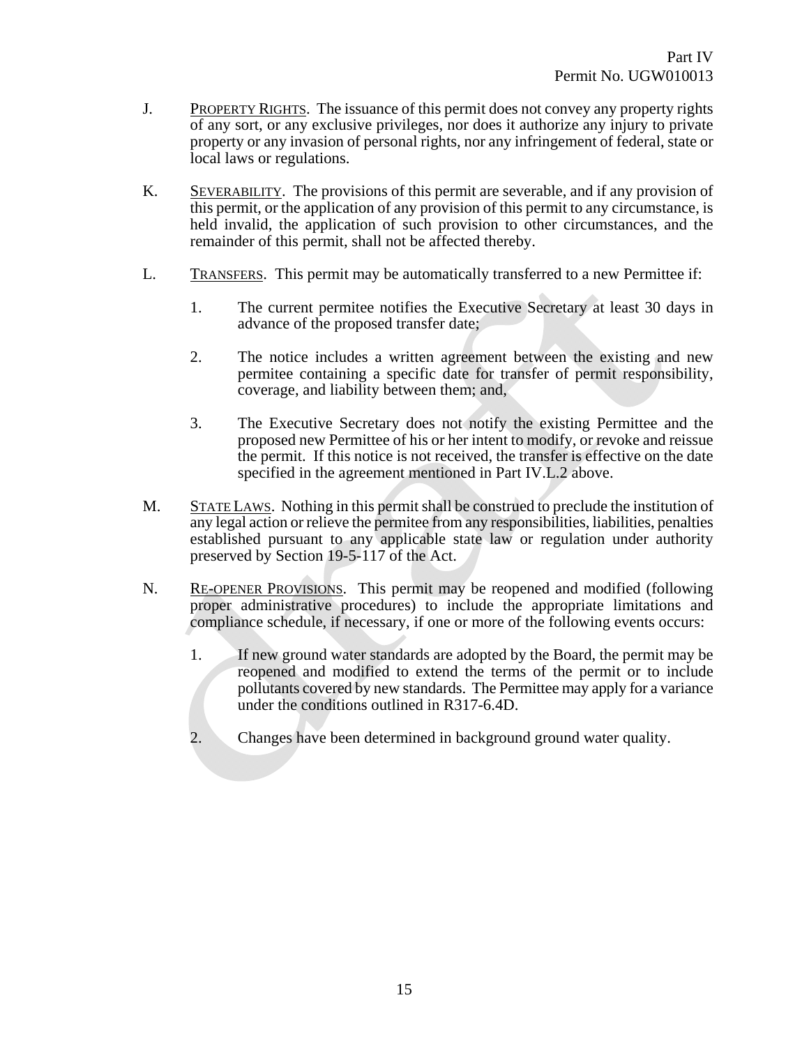J. PROPERTY RIGHTS. The issuance of this permit does not convey any property rights of any sort, or any exclusive privileges, nor does it authorize any injury to private property or any invasion of personal rights, nor any infringement of federal, state or local laws or regulations.

K. SEVERABILITY. The provisions of this permit are severable, and if any provision of this permit, or the application of any provision of this permit to any circumstance, is held invalid, the application of such provision to other circumstances, and the remainder of this permit, shall not be affected thereby.

L. TRANSFERS. This permit may be automatically transferred to a new Permittee if:

1. The current permitee notifies the Executive Secretary at least 30 days in advance of the proposed transfer date;

2. The notice includes a written agreement between the existing and new permitee containing a specific date for transfer of permit responsibility, coverage, and liability between them; and,

3. The Executive Secretary does not notify the existing Permittee and the proposed new Permittee of his or her intent to modify, or revoke and reissue the permit. If this notice is not received, the transfer is effective on the date specified in the agreement mentioned in Part IV.L.2 above.

M. STATE LAWS. Nothing in this permit shall be construed to preclude the institution of any legal action or relieve the permitee from any responsibilities, liabilities, penalties established pursuant to any applicable state law or regulation under authority preserved by Section 19-5-117 of the Act.

N. RE-OPENER PROVISIONS. This permit may be reopened and modified (following proper administrative procedures) to include the appropriate limitations and compliance schedule, if necessary, if one or more of the following events occurs:

1. If new ground water standards are adopted by the Board, the permit may be reopened and modified to extend the terms of the permit or to include pollutants covered by new standards. The Permittee may apply for a variance under the conditions outlined in R317-6.4D.

2. Changes have been determined in background ground water quality.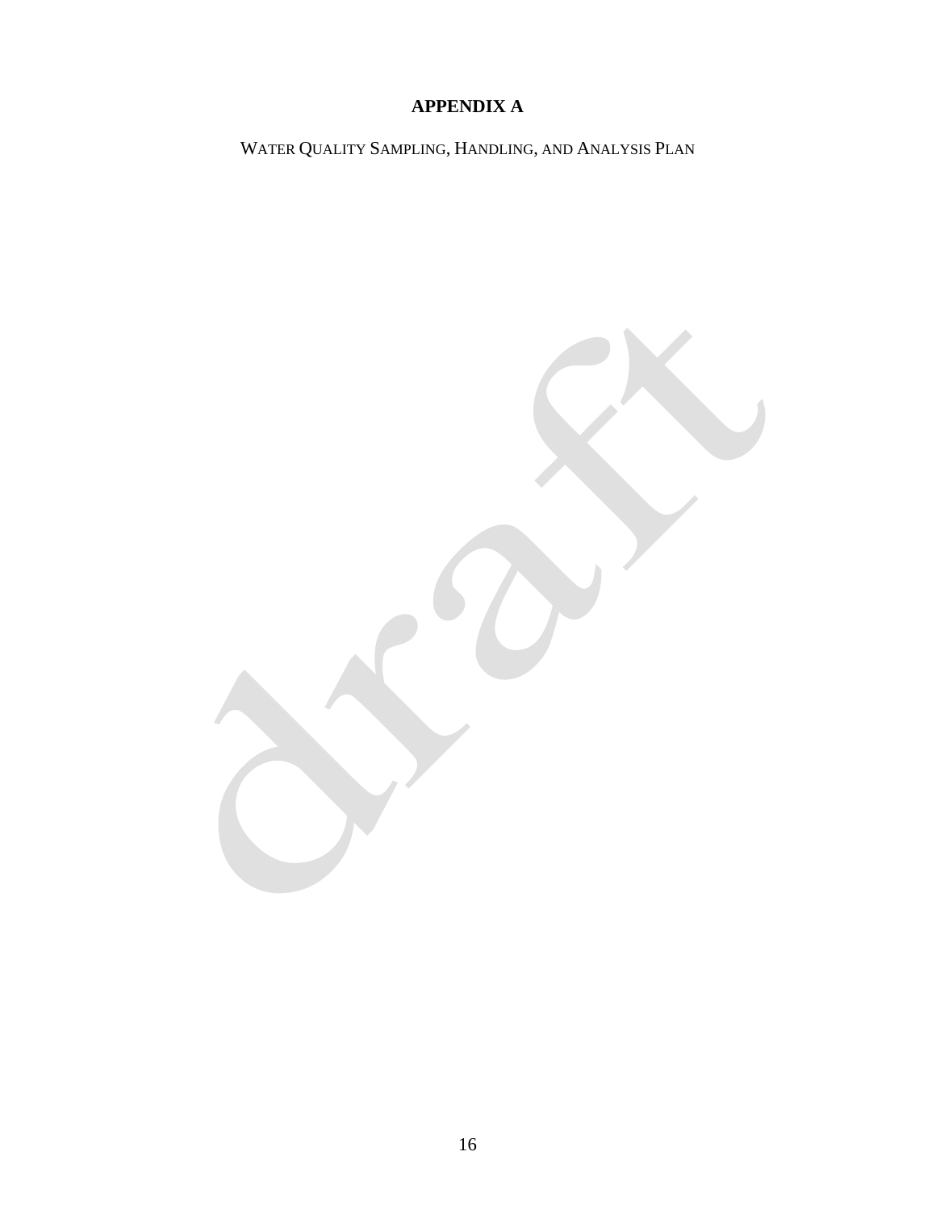# APPENDIX A

WATER QUALITY SAMPLING, HANDLING, AND ANALYSIS PLAN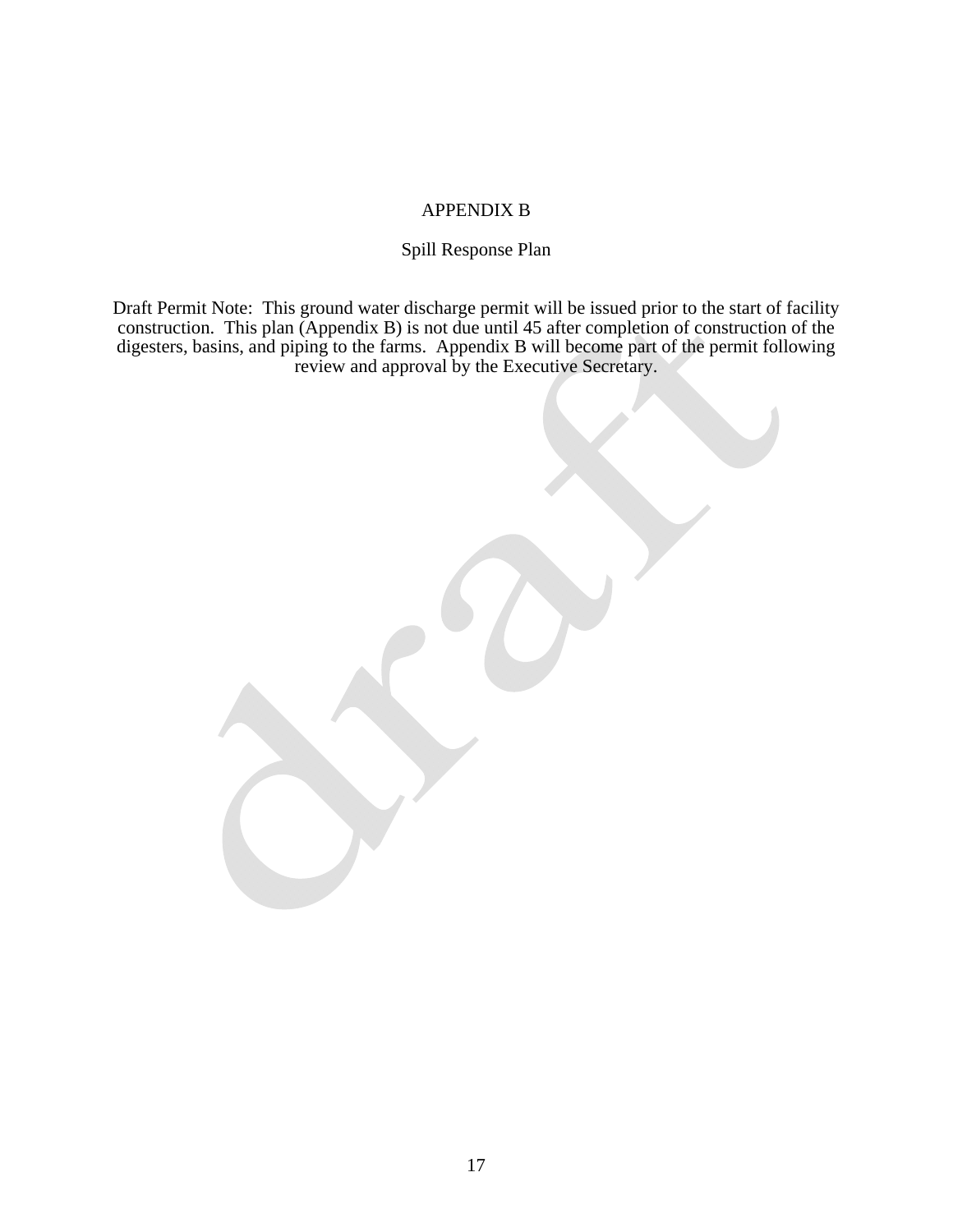# APPENDIX B

## Spill Response Plan

Draft Permit Note: This ground water discharge permit will be issued prior to the start of facility construction. This plan (Appendix B) is not due until 45 after completion of construction of the digesters, basins, and piping to the farms. Appendix B will become part of the permit following review and approval by the Executive Secretary.